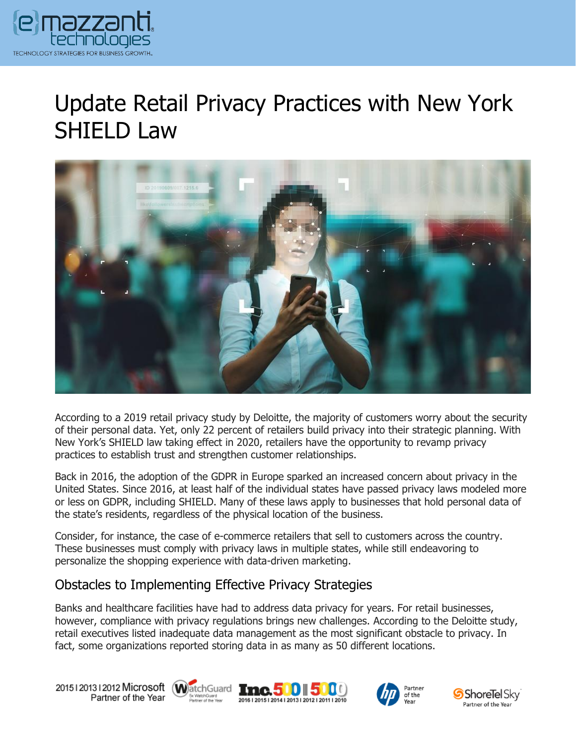# Update Retail Privacy Practices with New York SHIELD Law

According to a 2019 retail privacy study by Deloitte, the majority of customers worry about the security of their personal data. Yet, only 22 percent of retailers build privacy into their strategic planning. With New York's SHIELD law taking effect in 2020, retailers have the opportunity to revamp privacy practices to establish trust and strengthen customer relationships.

Back in 2016, the adoption of the GDPR in Europe sparked an increased concern about privacy in the United States. Since 2016, at least half of the individual states have passed privacy laws modeled more or less on GDPR, including SHIELD. Many of these laws apply to businesses that hold personal data of the state's residents, regardless of the physical location of the business.

Consider, for instance, the case of e-commerce retailers that sell to customers across the country. These businesses must comply with privacy laws in multiple states, while still endeavoring to personalize the shopping experience with data-driven marketing.

## Obstacles to Implementing Effective Privacy Strategies

Banks and healthcare facilities have had to address data privacy for years. For retail businesses, however, compliance with privacy regulations brings new challenges. According to the Deloitte study, retail executives listed inadequate data management as the most significant obstacle to privacy. In fact, some organizations reported storing data in as many as 50 different locations.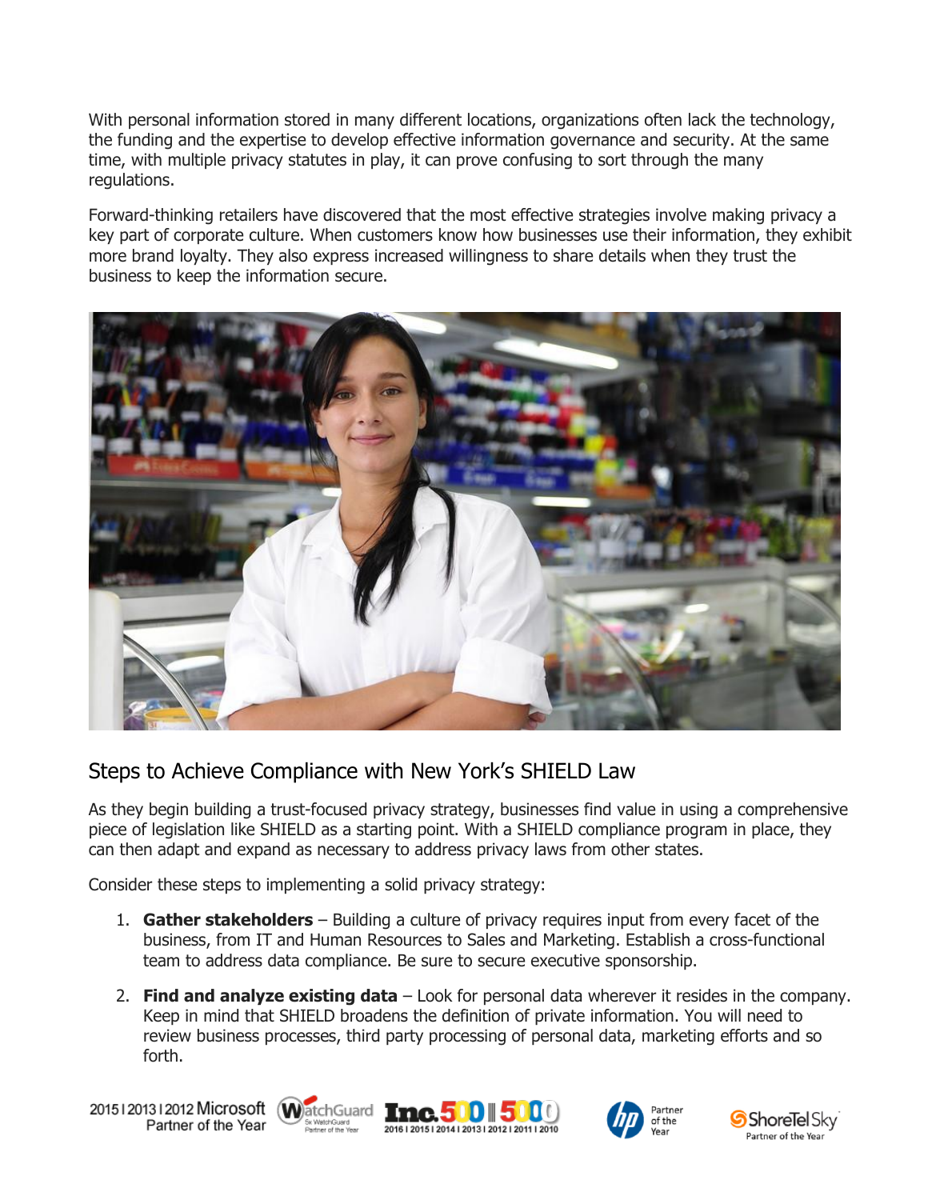With personal information stored in many different locations, organizations often lack the technology, the funding and the expertise to develop effective information governance and security. At the same time, with multiple privacy statutes in play, it can prove confusing to sort through the many regulations.

Forward-thinking retailers have discovered that the most effective strategies involve making privacy a key part of corporate culture. When customers know how businesses use their information, they exhibit more brand loyalty. They also express increased willingness to share details when they trust the business to keep the information secure.

## Steps to Achieve Compliance with New York's SHIELD Law

As they begin building a trust-focused privacy strategy, businesses find value in using a comprehensive piece of legislation like SHIELD as a starting point. With a SHIELD compliance program in place, they can then adapt and expand as necessary to address privacy laws from other states.

Consider these steps to implementing a solid privacy strategy:

1. **Gather stakeholders** – Building a culture of privacy requires input from every facet of the business, from IT and Human Resources to Sales and Marketing. Establish a cross-functional team to address data compliance. Be sure to secure executive sponsorship.
2. **Find and analyze existing data** – Look for personal data wherever it resides in the company. Keep in mind that SHIELD broadens the definition of private information. You will need to review business processes, third party processing of personal data, marketing efforts and so forth.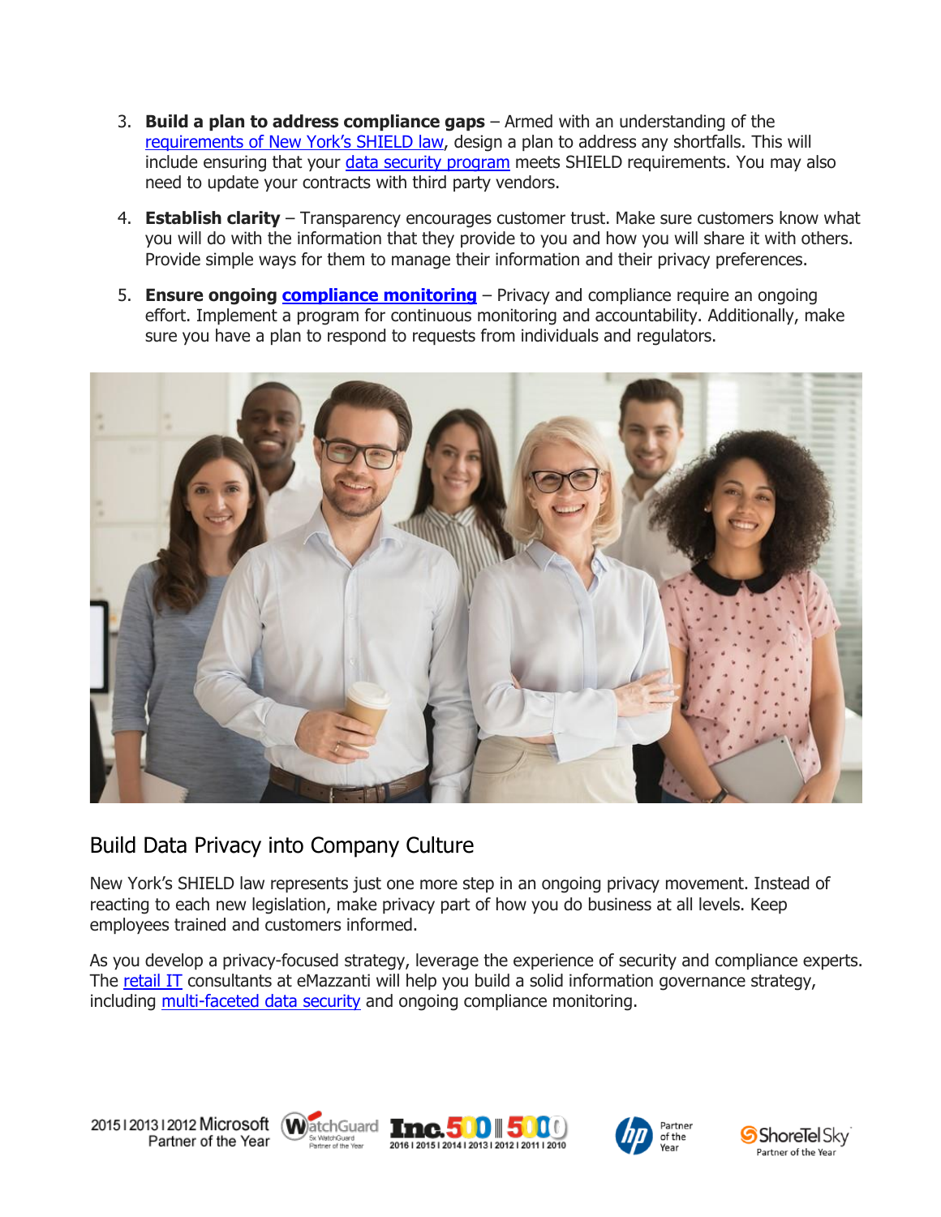3. **Build a plan to address compliance gaps** – Armed with an understanding of the requirements of New York's SHIELD law, design a plan to address any shortfalls. This will include ensuring that your data security program meets SHIELD requirements. You may also need to update your contracts with third party vendors.

4. **Establish clarity** – Transparency encourages customer trust. Make sure customers know what you will do with the information that they provide to you and how you will share it with others. Provide simple ways for them to manage their information and their privacy preferences.

5. **Ensure ongoing compliance monitoring** – Privacy and compliance require an ongoing effort. Implement a program for continuous monitoring and accountability. Additionally, make sure you have a plan to respond to requests from individuals and regulators.

## Build Data Privacy into Company Culture

New York's SHIELD law represents just one more step in an ongoing privacy movement. Instead of reacting to each new legislation, make privacy part of how you do business at all levels. Keep employees trained and customers informed.

As you develop a privacy-focused strategy, leverage the experience of security and compliance experts. The retail IT consultants at eMazzanti will help you build a solid information governance strategy, including multi-faceted data security and ongoing compliance monitoring.

2015 | 2013 | 2012 Microsoft Partner of the Year

WatchGuard 5x WatchGuard Partner of the Year

Inc. 500 | 5000 2016 | 2015 | 2014 | 2013 | 2012 | 2011 | 2010

hp Partner of the Year

ShoreTel Sky Partner of the Year